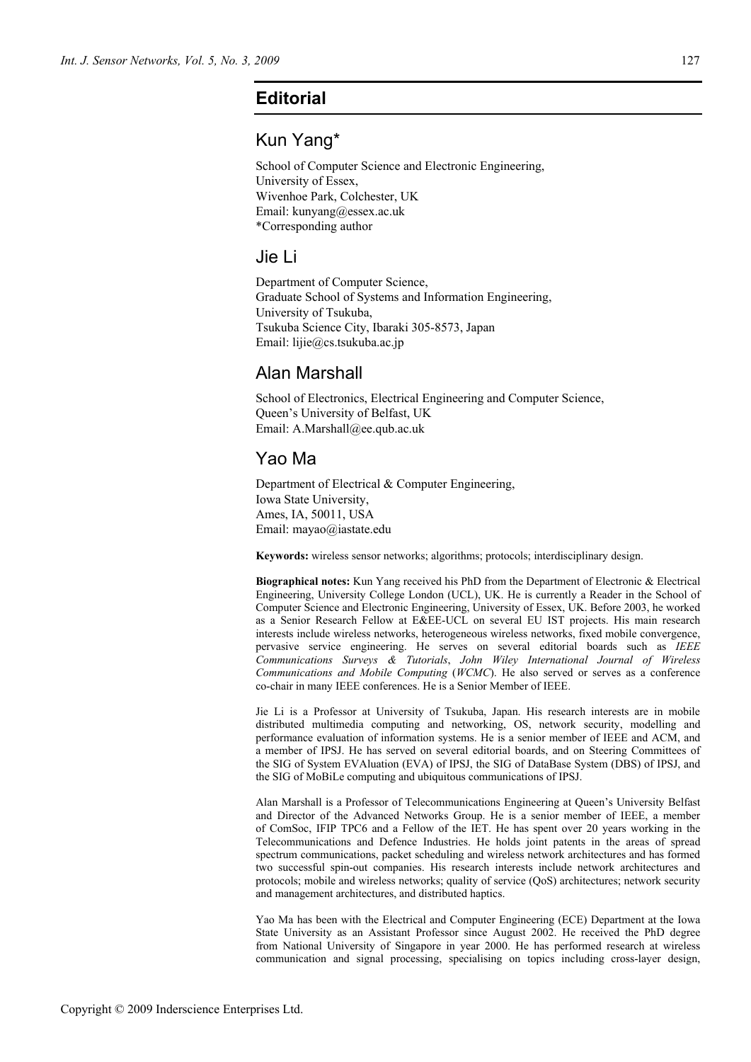# Editorial

## Kun Yang*

School of Computer Science and Electronic Engineering,
University of Essex,
Wivenhoe Park, Colchester, UK
Email: kunyang@essex.ac.uk
*Corresponding author

## Jie Li

Department of Computer Science,
Graduate School of Systems and Information Engineering,
University of Tsukuba,
Tsukuba Science City, Ibaraki 305-8573, Japan
Email: lijie@cs.tsukuba.ac.jp

## Alan Marshall

School of Electronics, Electrical Engineering and Computer Science,
Queen's University of Belfast, UK
Email: A.Marshall@ee.qub.ac.uk

## Yao Ma

Department of Electrical & Computer Engineering,
Iowa State University,
Ames, IA, 50011, USA
Email: mayao@iastate.edu

**Keywords:** wireless sensor networks; algorithms; protocols; interdisciplinary design.

**Biographical notes:** Kun Yang received his PhD from the Department of Electronic & Electrical Engineering, University College London (UCL), UK. He is currently a Reader in the School of Computer Science and Electronic Engineering, University of Essex, UK. Before 2003, he worked as a Senior Research Fellow at E&EE-UCL on several EU IST projects. His main research interests include wireless networks, heterogeneous wireless networks, fixed mobile convergence, pervasive service engineering. He serves on several editorial boards such as *IEEE Communications Surveys & Tutorials*, *John Wiley International Journal of Wireless Communications and Mobile Computing* (*WCMC*). He also served or serves as a conference co-chair in many IEEE conferences. He is a Senior Member of IEEE.

Jie Li is a Professor at University of Tsukuba, Japan. His research interests are in mobile distributed multimedia computing and networking, OS, network security, modelling and performance evaluation of information systems. He is a senior member of IEEE and ACM, and a member of IPSJ. He has served on several editorial boards, and on Steering Committees of the SIG of System EVAluation (EVA) of IPSJ, the SIG of DataBase System (DBS) of IPSJ, and the SIG of MoBiLe computing and ubiquitous communications of IPSJ.

Alan Marshall is a Professor of Telecommunications Engineering at Queen's University Belfast and Director of the Advanced Networks Group. He is a senior member of IEEE, a member of ComSoc, IFIP TPC6 and a Fellow of the IET. He has spent over 20 years working in the Telecommunications and Defence Industries. He holds joint patents in the areas of spread spectrum communications, packet scheduling and wireless network architectures and has formed two successful spin-out companies. His research interests include network architectures and protocols; mobile and wireless networks; quality of service (QoS) architectures; network security and management architectures, and distributed haptics.

Yao Ma has been with the Electrical and Computer Engineering (ECE) Department at the Iowa State University as an Assistant Professor since August 2002. He received the PhD degree from National University of Singapore in year 2000. He has performed research at wireless communication and signal processing, specialising on topics including cross-layer design,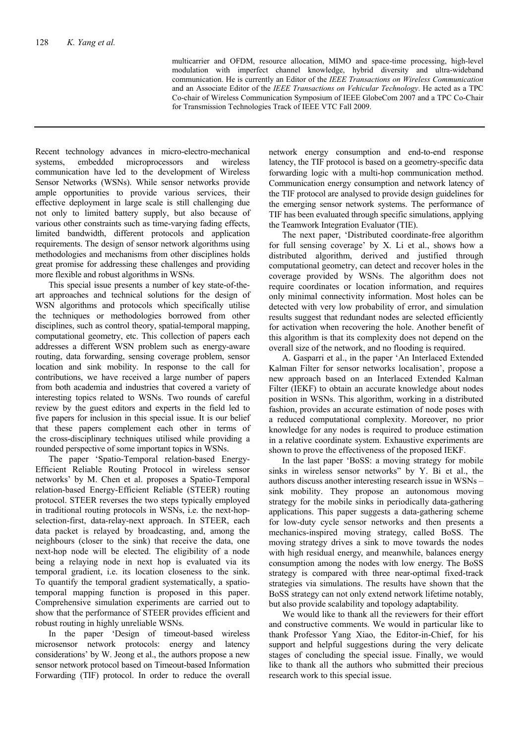multicarrier and OFDM, resource allocation, MIMO and space-time processing, high-level modulation with imperfect channel knowledge, hybrid diversity and ultra-wideband communication. He is currently an Editor of the *IEEE Transactions on Wireless Communication* and an Associate Editor of the *IEEE Transactions on Vehicular Technology*. He acted as a TPC Co-chair of Wireless Communication Symposium of IEEE GlobeCom 2007 and a TPC Co-Chair for Transmission Technologies Track of IEEE VTC Fall 2009.

---

Recent technology advances in micro-electro-mechanical systems, embedded microprocessors and wireless communication have led to the development of Wireless Sensor Networks (WSNs). While sensor networks provide ample opportunities to provide various services, their effective deployment in large scale is still challenging due not only to limited battery supply, but also because of various other constraints such as time-varying fading effects, limited bandwidth, different protocols and application requirements. The design of sensor network algorithms using methodologies and mechanisms from other disciplines holds great promise for addressing these challenges and providing more flexible and robust algorithms in WSNs.

This special issue presents a number of key state-of-the-art approaches and technical solutions for the design of WSN algorithms and protocols which specifically utilise the techniques or methodologies borrowed from other disciplines, such as control theory, spatial-temporal mapping, computational geometry, etc. This collection of papers each addresses a different WSN problem such as energy-aware routing, data forwarding, sensing coverage problem, sensor location and sink mobility. In response to the call for contributions, we have received a large number of papers from both academia and industries that covered a variety of interesting topics related to WSNs. Two rounds of careful review by the guest editors and experts in the field led to five papers for inclusion in this special issue. It is our belief that these papers complement each other in terms of the cross-disciplinary techniques utilised while providing a rounded perspective of some important topics in WSNs.

The paper 'Spatio-Temporal relation-based Energy-Efficient Reliable Routing Protocol in wireless sensor networks' by M. Chen et al. proposes a Spatio-Temporal relation-based Energy-Efficient Reliable (STEER) routing protocol. STEER reverses the two steps typically employed in traditional routing protocols in WSNs, i.e. the next-hop-selection-first, data-relay-next approach. In STEER, each data packet is relayed by broadcasting, and, among the neighbours (closer to the sink) that receive the data, one next-hop node will be elected. The eligibility of a node being a relaying node in next hop is evaluated via its temporal gradient, i.e. its location closeness to the sink. To quantify the temporal gradient systematically, a spatio-temporal mapping function is proposed in this paper. Comprehensive simulation experiments are carried out to show that the performance of STEER provides efficient and robust routing in highly unreliable WSNs.

In the paper 'Design of timeout-based wireless microsensor network protocols: energy and latency considerations' by W. Jeong et al., the authors propose a new sensor network protocol based on Timeout-based Information Forwarding (TIF) protocol. In order to reduce the overall network energy consumption and end-to-end response latency, the TIF protocol is based on a geometry-specific data forwarding logic with a multi-hop communication method. Communication energy consumption and network latency of the TIF protocol are analysed to provide design guidelines for the emerging sensor network systems. The performance of TIF has been evaluated through specific simulations, applying the Teamwork Integration Evaluator (TIE).

The next paper, 'Distributed coordinate-free algorithm for full sensing coverage' by X. Li et al., shows how a distributed algorithm, derived and justified through computational geometry, can detect and recover holes in the coverage provided by WSNs. The algorithm does not require coordinates or location information, and requires only minimal connectivity information. Most holes can be detected with very low probability of error, and simulation results suggest that redundant nodes are selected efficiently for activation when recovering the hole. Another benefit of this algorithm is that its complexity does not depend on the overall size of the network, and no flooding is required.

A. Gasparri et al., in the paper 'An Interlaced Extended Kalman Filter for sensor networks localisation', propose a new approach based on an Interlaced Extended Kalman Filter (IEKF) to obtain an accurate knowledge about nodes position in WSNs. This algorithm, working in a distributed fashion, provides an accurate estimation of node poses with a reduced computational complexity. Moreover, no prior knowledge for any nodes is required to produce estimation in a relative coordinate system. Exhaustive experiments are shown to prove the effectiveness of the proposed IEKF.

In the last paper 'BoSS: a moving strategy for mobile sinks in wireless sensor networks" by Y. Bi et al., the authors discuss another interesting research issue in WSNs – sink mobility. They propose an autonomous moving strategy for the mobile sinks in periodically data-gathering applications. This paper suggests a data-gathering scheme for low-duty cycle sensor networks and then presents a mechanics-inspired moving strategy, called BoSS. The moving strategy drives a sink to move towards the nodes with high residual energy, and meanwhile, balances energy consumption among the nodes with low energy. The BoSS strategy is compared with three near-optimal fixed-track strategies via simulations. The results have shown that the BoSS strategy can not only extend network lifetime notably, but also provide scalability and topology adaptability.

We would like to thank all the reviewers for their effort and constructive comments. We would in particular like to thank Professor Yang Xiao, the Editor-in-Chief, for his support and helpful suggestions during the very delicate stages of concluding the special issue. Finally, we would like to thank all the authors who submitted their precious research work to this special issue.